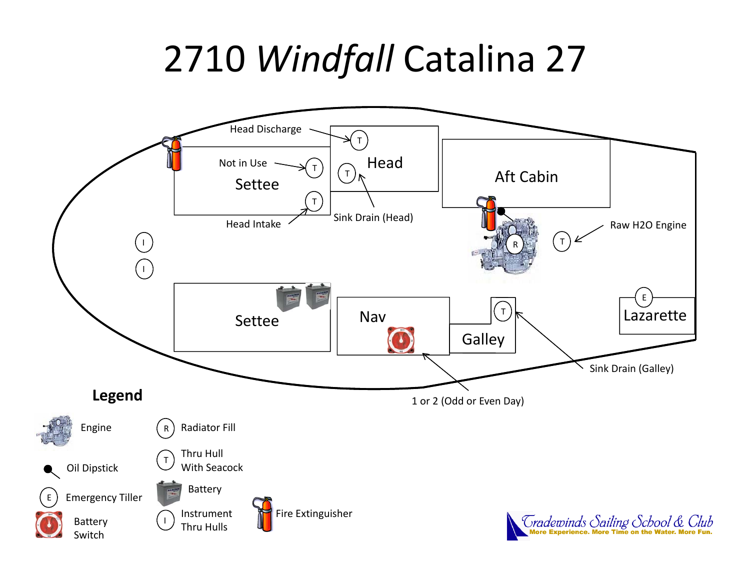# 2710 *Windfall* Catalina 27

Head Discharge

Not in Use

Settee

Head Intake

Head

Sink Drain (Head)

Aft Cabin

Raw H2O Engine

Settee

Nav

Galley

Lazarette

Sink Drain (Galley)

1 or 2 (Odd or Even Day)

## Legend

- Engine
- Oil Dipstick
- E — Emergency Tiller
- Battery Switch
- R — Radiator Fill
- T — Thru Hull With Seacock
- Battery
- I — Instrument Thru Hulls
- Fire Extinguisher

Tradewinds Sailing School & Club

More Experience. More Time on the Water. More Fun.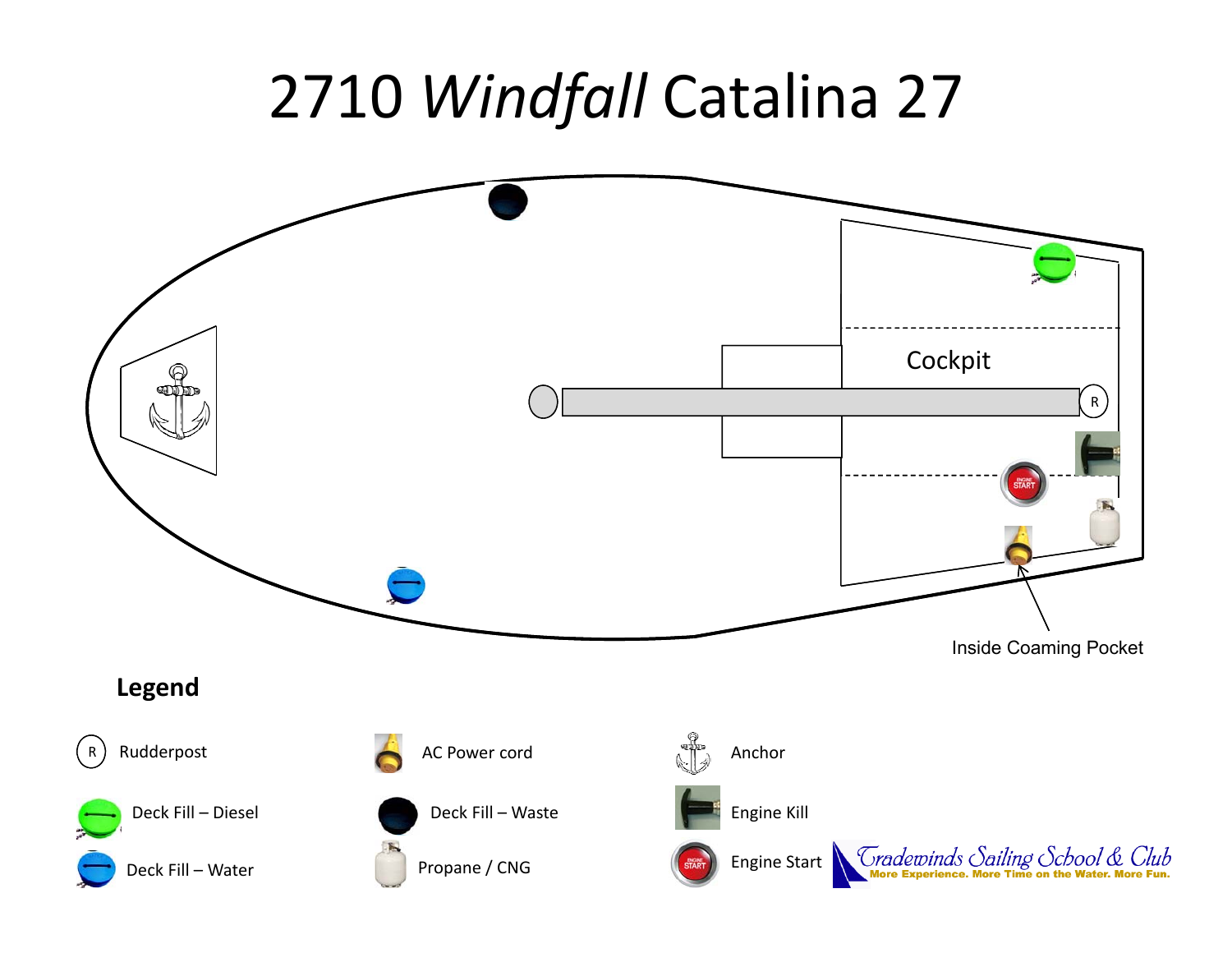# 2710 *Windfall* Catalina 27

Cockpit

R

Inside Coaming Pocket

**Legend**

R Rudderpost

Deck Fill – Diesel

Deck Fill – Water

AC Power cord

Deck Fill – Waste

Propane / CNG

Anchor

Engine Kill

Engine Start

Tradewinds Sailing School & Club
More Experience. More Time on the Water. More Fun.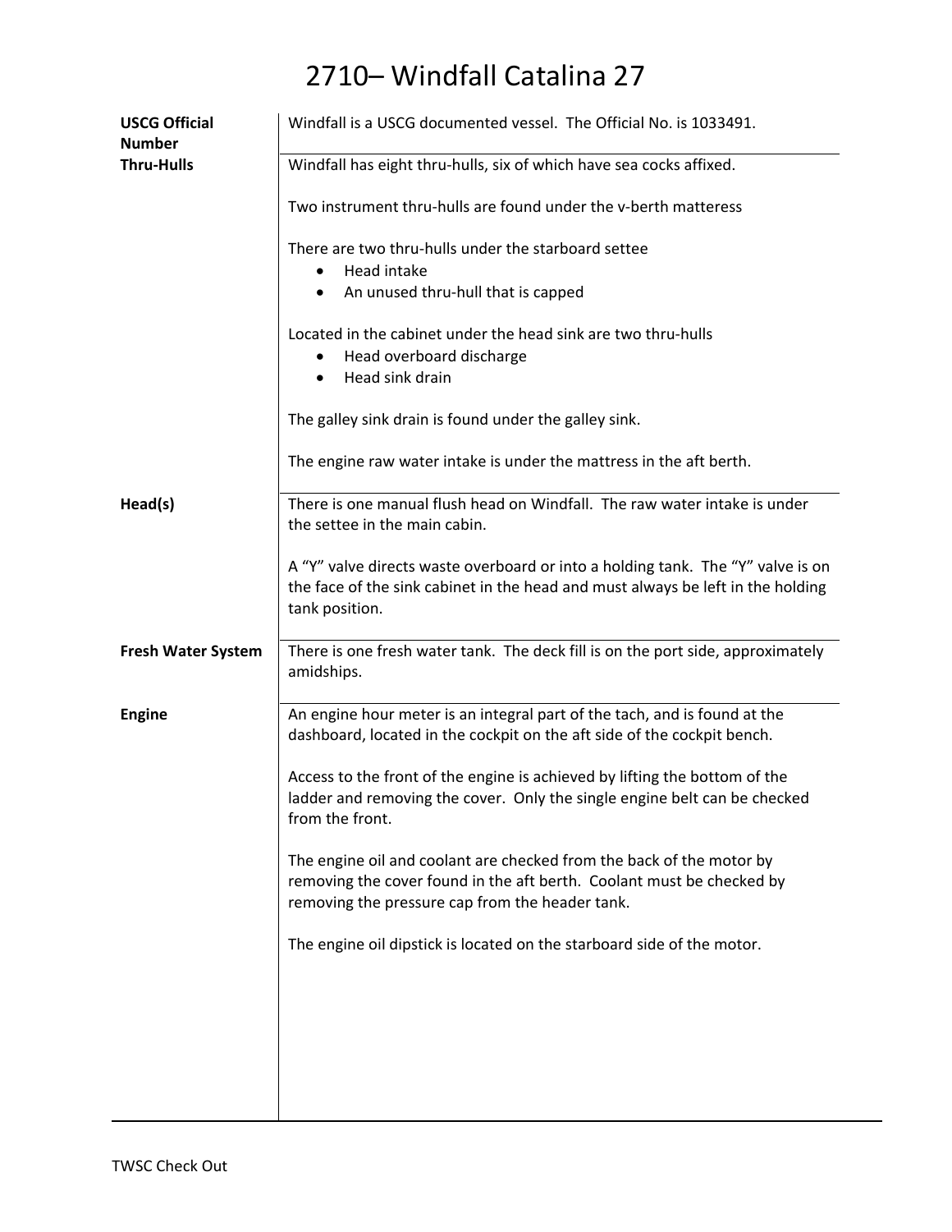# 2710– Windfall Catalina 27

| | |
|---|---|
| **USCG Official Number** | Windfall is a USCG documented vessel. The Official No. is 1033491. |
| **Thru-Hulls** | Windfall has eight thru-hulls, six of which have sea cocks affixed.<br><br>Two instrument thru-hulls are found under the v-berth matteress<br><br>There are two thru-hulls under the starboard settee<br>• Head intake<br>• An unused thru-hull that is capped<br><br>Located in the cabinet under the head sink are two thru-hulls<br>• Head overboard discharge<br>• Head sink drain<br><br>The galley sink drain is found under the galley sink.<br><br>The engine raw water intake is under the mattress in the aft berth. |
| **Head(s)** | There is one manual flush head on Windfall. The raw water intake is under the settee in the main cabin.<br><br>A "Y" valve directs waste overboard or into a holding tank. The "Y" valve is on the face of the sink cabinet in the head and must always be left in the holding tank position. |
| **Fresh Water System** | There is one fresh water tank. The deck fill is on the port side, approximately amidships. |
| **Engine** | An engine hour meter is an integral part of the tach, and is found at the dashboard, located in the cockpit on the aft side of the cockpit bench.<br><br>Access to the front of the engine is achieved by lifting the bottom of the ladder and removing the cover. Only the single engine belt can be checked from the front.<br><br>The engine oil and coolant are checked from the back of the motor by removing the cover found in the aft berth. Coolant must be checked by removing the pressure cap from the header tank.<br><br>The engine oil dipstick is located on the starboard side of the motor. |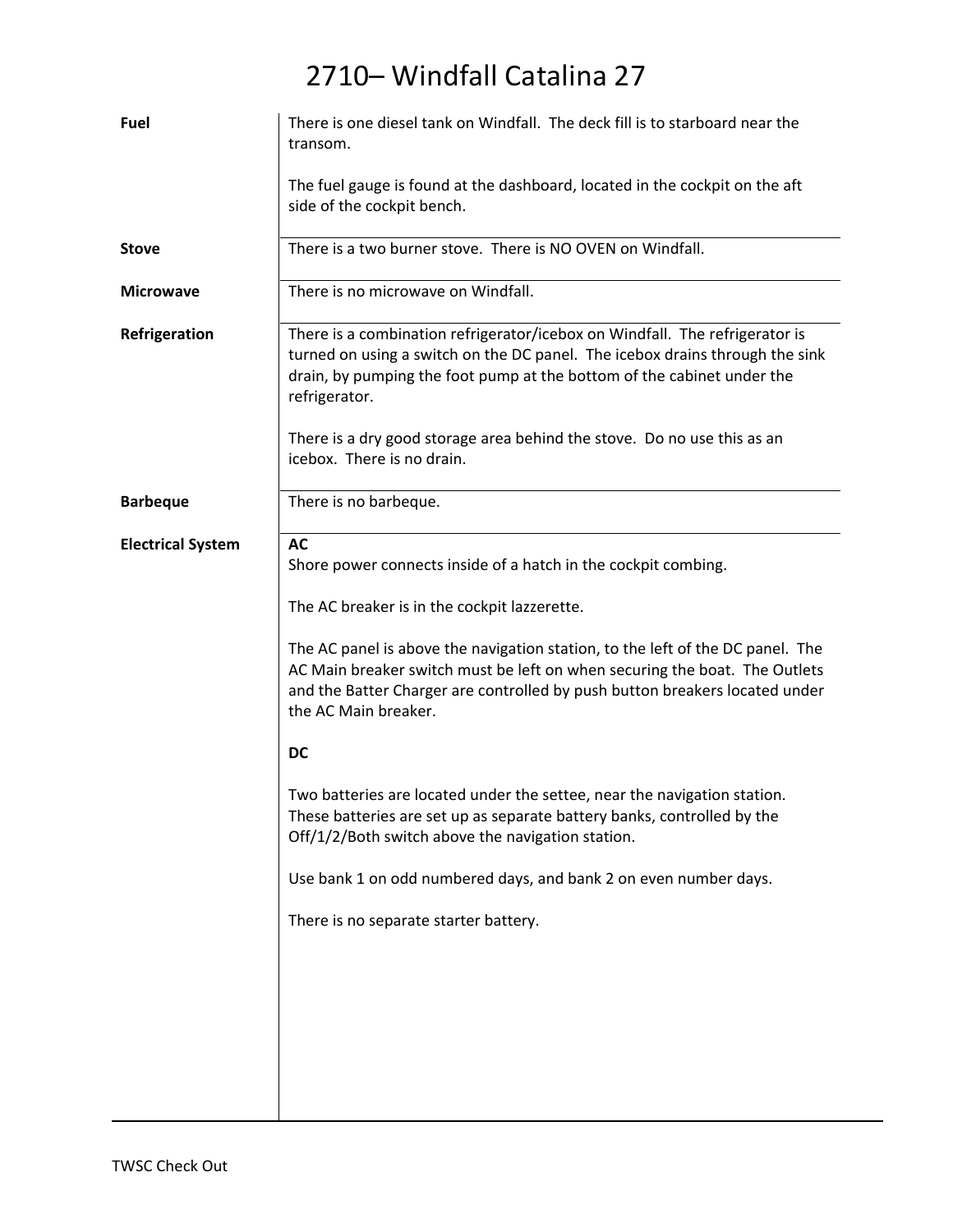# 2710– Windfall Catalina 27

| | |
|---|---|
| **Fuel** | There is one diesel tank on Windfall. The deck fill is to starboard near the transom.<br><br>The fuel gauge is found at the dashboard, located in the cockpit on the aft side of the cockpit bench. |
| **Stove** | There is a two burner stove. There is NO OVEN on Windfall. |
| **Microwave** | There is no microwave on Windfall. |
| **Refrigeration** | There is a combination refrigerator/icebox on Windfall. The refrigerator is turned on using a switch on the DC panel. The icebox drains through the sink drain, by pumping the foot pump at the bottom of the cabinet under the refrigerator.<br><br>There is a dry good storage area behind the stove. Do no use this as an icebox. There is no drain. |
| **Barbeque** | There is no barbeque. |
| **Electrical System** | **AC**<br>Shore power connects inside of a hatch in the cockpit combing.<br><br>The AC breaker is in the cockpit lazzerette.<br><br>The AC panel is above the navigation station, to the left of the DC panel. The AC Main breaker switch must be left on when securing the boat. The Outlets and the Batter Charger are controlled by push button breakers located under the AC Main breaker.<br><br>**DC**<br><br>Two batteries are located under the settee, near the navigation station. These batteries are set up as separate battery banks, controlled by the Off/1/2/Both switch above the navigation station.<br><br>Use bank 1 on odd numbered days, and bank 2 on even number days.<br><br>There is no separate starter battery. |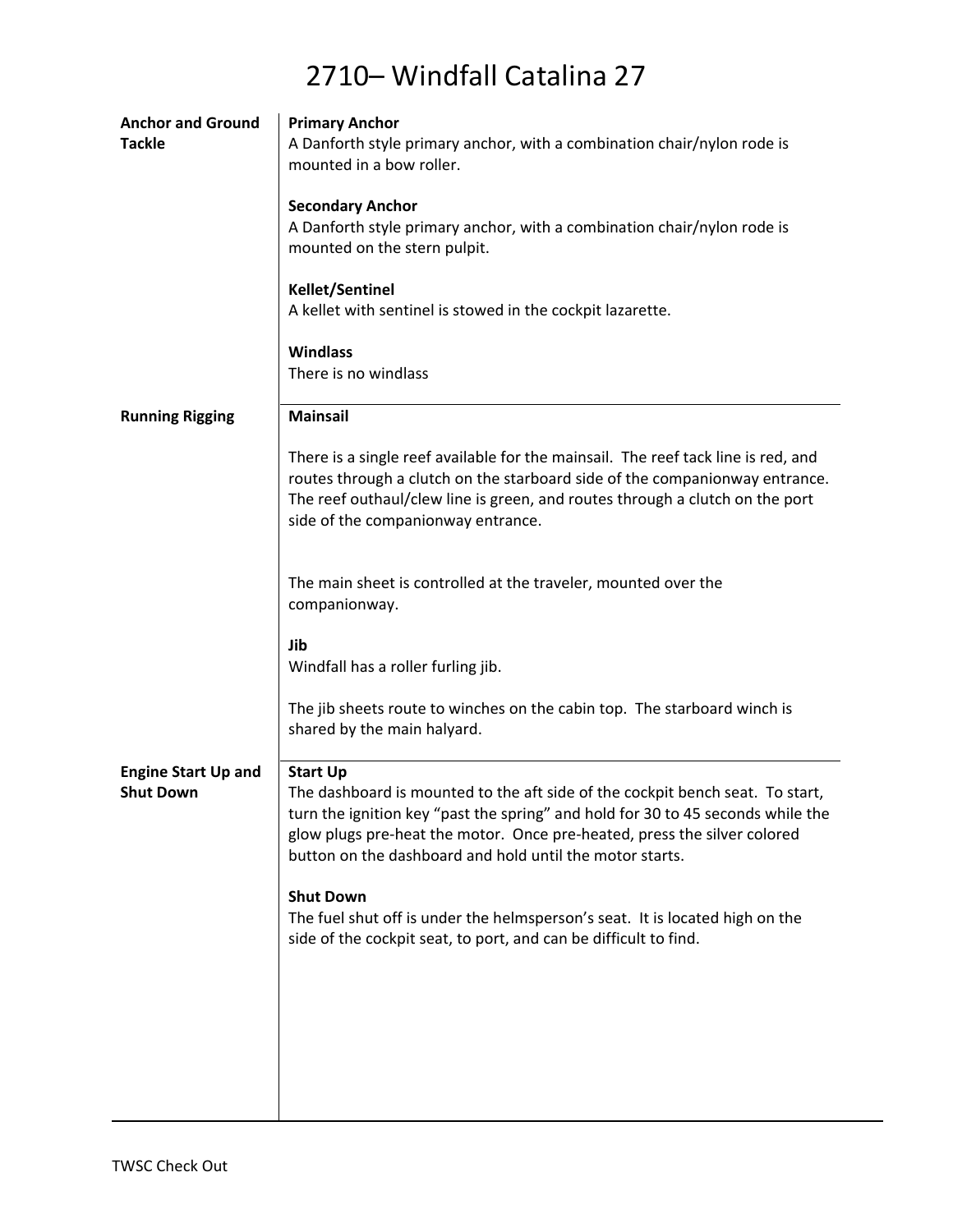# 2710– Windfall Catalina 27

| | |
|---|---|
| **Anchor and Ground Tackle** | **Primary Anchor**<br>A Danforth style primary anchor, with a combination chair/nylon rode is mounted in a bow roller.<br><br>**Secondary Anchor**<br>A Danforth style primary anchor, with a combination chair/nylon rode is mounted on the stern pulpit.<br><br>**Kellet/Sentinel**<br>A kellet with sentinel is stowed in the cockpit lazarette.<br><br>**Windlass**<br>There is no windlass |
| **Running Rigging** | **Mainsail**<br><br>There is a single reef available for the mainsail. The reef tack line is red, and routes through a clutch on the starboard side of the companionway entrance. The reef outhaul/clew line is green, and routes through a clutch on the port side of the companionway entrance.<br><br>The main sheet is controlled at the traveler, mounted over the companionway.<br><br>**Jib**<br>Windfall has a roller furling jib.<br><br>The jib sheets route to winches on the cabin top. The starboard winch is shared by the main halyard. |
| **Engine Start Up and Shut Down** | **Start Up**<br>The dashboard is mounted to the aft side of the cockpit bench seat. To start, turn the ignition key "past the spring" and hold for 30 to 45 seconds while the glow plugs pre-heat the motor. Once pre-heated, press the silver colored button on the dashboard and hold until the motor starts.<br><br>**Shut Down**<br>The fuel shut off is under the helmsperson's seat. It is located high on the side of the cockpit seat, to port, and can be difficult to find. |

TWSC Check Out